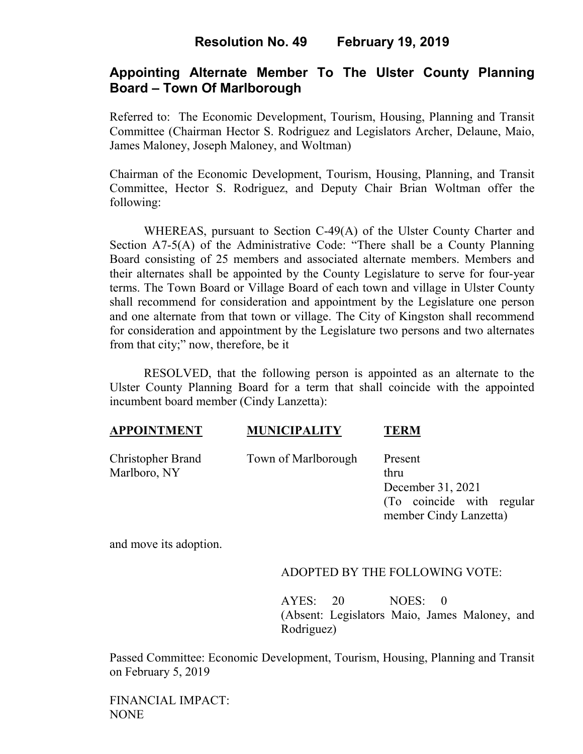# Resolution No. 49 February 19, 2019

## Appointing Alternate Member To The Ulster County Planning Board – Town Of Marlborough

Referred to: The Economic Development, Tourism, Housing, Planning and Transit Committee (Chairman Hector S. Rodriguez and Legislators Archer, Delaune, Maio, James Maloney, Joseph Maloney, and Woltman)

Chairman of the Economic Development, Tourism, Housing, Planning, and Transit Committee, Hector S. Rodriguez, and Deputy Chair Brian Woltman offer the following:

WHEREAS, pursuant to Section C-49(A) of the Ulster County Charter and Section A7-5(A) of the Administrative Code: "There shall be a County Planning Board consisting of 25 members and associated alternate members. Members and their alternates shall be appointed by the County Legislature to serve for four-year terms. The Town Board or Village Board of each town and village in Ulster County shall recommend for consideration and appointment by the Legislature one person and one alternate from that town or village. The City of Kingston shall recommend for consideration and appointment by the Legislature two persons and two alternates from that city;" now, therefore, be it

RESOLVED, that the following person is appointed as an alternate to the Ulster County Planning Board for a term that shall coincide with the appointed incumbent board member (Cindy Lanzetta):

| APPOINTMENT | MUNICIPALITY | TERM |
|---|---|---|
| Christopher Brand<br>Marlboro, NY | Town of Marlborough | Present<br>thru<br>December 31, 2021<br>(To coincide with regular member Cindy Lanzetta) |

and move its adoption.

ADOPTED BY THE FOLLOWING VOTE:

AYES: 20 NOES: 0
(Absent: Legislators Maio, James Maloney, and Rodriguez)

Passed Committee: Economic Development, Tourism, Housing, Planning and Transit on February 5, 2019

FINANCIAL IMPACT:
NONE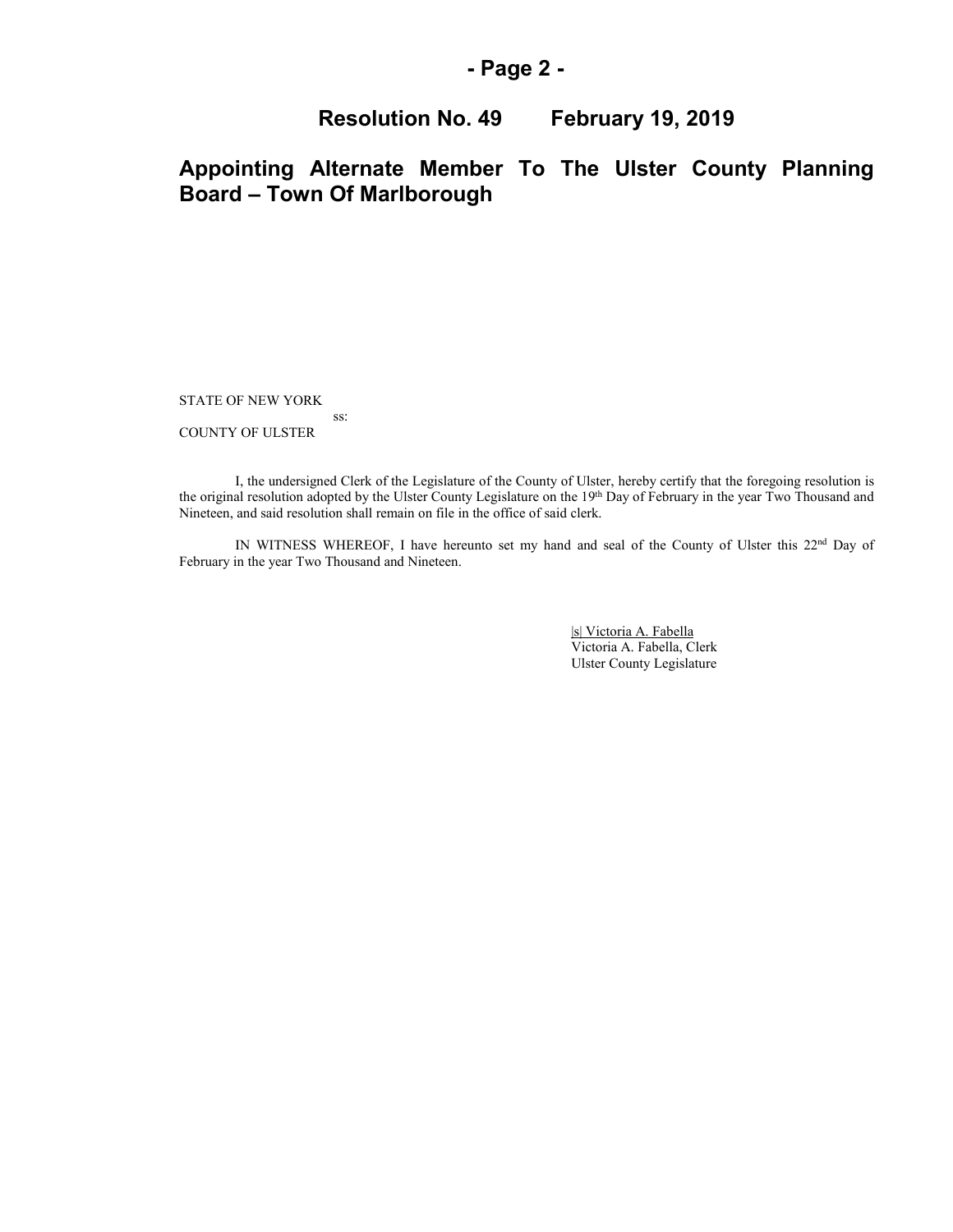## Resolution No. 49 February 19, 2019

## Appointing Alternate Member To The Ulster County Planning Board – Town Of Marlborough

STATE OF NEW YORK
ss:
COUNTY OF ULSTER

I, the undersigned Clerk of the Legislature of the County of Ulster, hereby certify that the foregoing resolution is the original resolution adopted by the Ulster County Legislature on the 19th Day of February in the year Two Thousand and Nineteen, and said resolution shall remain on file in the office of said clerk.

IN WITNESS WHEREOF, I have hereunto set my hand and seal of the County of Ulster this 22nd Day of February in the year Two Thousand and Nineteen.

|s| Victoria A. Fabella
Victoria A. Fabella, Clerk
Ulster County Legislature